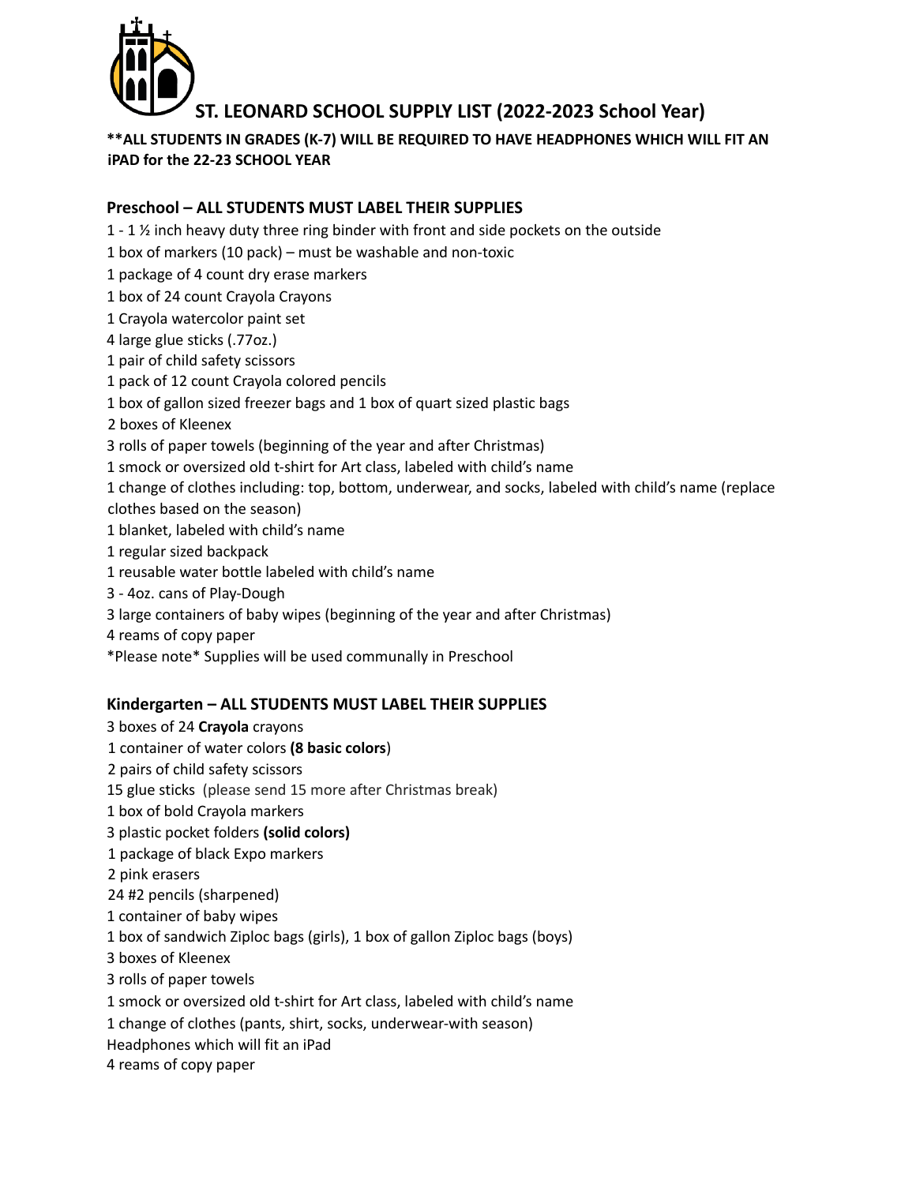# ST. LEONARD SCHOOL SUPPLY LIST (2022-2023 School Year)

**\*\*ALL STUDENTS IN GRADES (K-7) WILL BE REQUIRED TO HAVE HEADPHONES WHICH WILL FIT AN iPAD for the 22-23 SCHOOL YEAR**

## Preschool – ALL STUDENTS MUST LABEL THEIR SUPPLIES

1 - 1 ½ inch heavy duty three ring binder with front and side pockets on the outside
1 box of markers (10 pack) – must be washable and non-toxic
1 package of 4 count dry erase markers
1 box of 24 count Crayola Crayons
1 Crayola watercolor paint set
4 large glue sticks (.77oz.)
1 pair of child safety scissors
1 pack of 12 count Crayola colored pencils
1 box of gallon sized freezer bags and 1 box of quart sized plastic bags
2 boxes of Kleenex
3 rolls of paper towels (beginning of the year and after Christmas)
1 smock or oversized old t-shirt for Art class, labeled with child's name
1 change of clothes including: top, bottom, underwear, and socks, labeled with child's name (replace clothes based on the season)
1 blanket, labeled with child's name
1 regular sized backpack
1 reusable water bottle labeled with child's name
3 - 4oz. cans of Play-Dough
3 large containers of baby wipes (beginning of the year and after Christmas)
4 reams of copy paper
*Please note* Supplies will be used communally in Preschool

## Kindergarten – ALL STUDENTS MUST LABEL THEIR SUPPLIES

3 boxes of 24 **Crayola** crayons
1 container of water colors **(8 basic colors**)
2 pairs of child safety scissors
15 glue sticks (please send 15 more after Christmas break)
1 box of bold Crayola markers
3 plastic pocket folders **(solid colors)**
1 package of black Expo markers
2 pink erasers
24 #2 pencils (sharpened)
1 container of baby wipes
1 box of sandwich Ziploc bags (girls), 1 box of gallon Ziploc bags (boys)
3 boxes of Kleenex
3 rolls of paper towels
1 smock or oversized old t-shirt for Art class, labeled with child's name
1 change of clothes (pants, shirt, socks, underwear-with season)
Headphones which will fit an iPad
4 reams of copy paper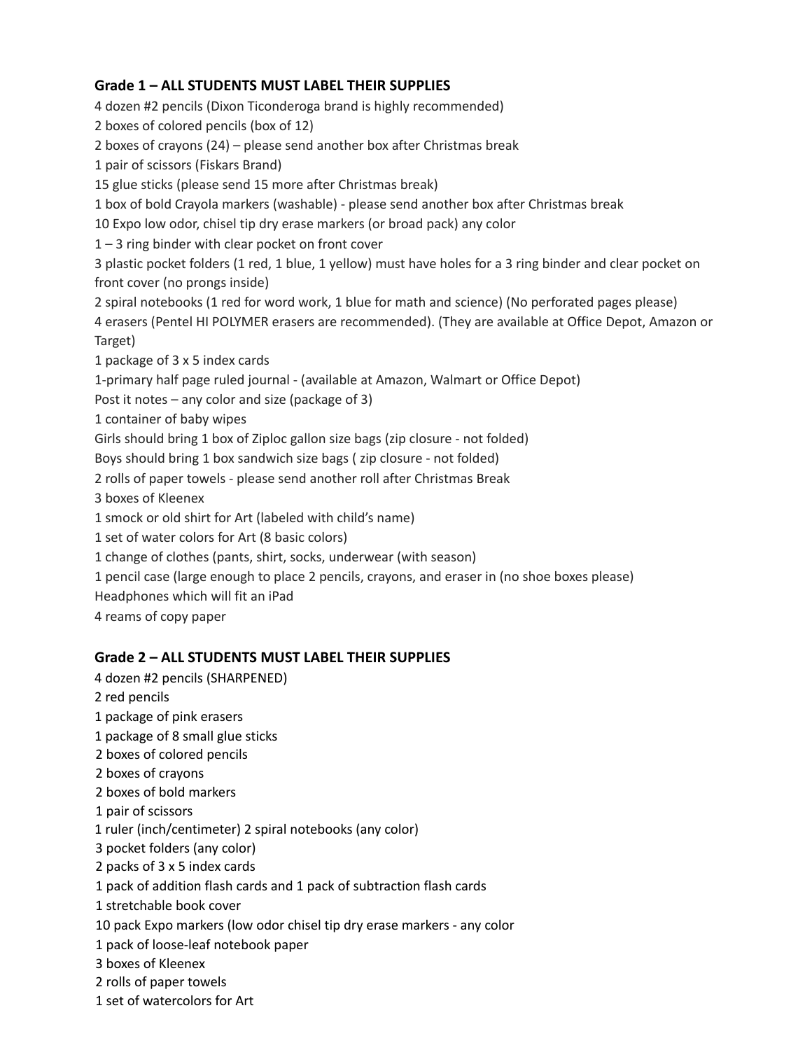### Grade 1 – ALL STUDENTS MUST LABEL THEIR SUPPLIES

4 dozen #2 pencils (Dixon Ticonderoga brand is highly recommended)
2 boxes of colored pencils (box of 12)
2 boxes of crayons (24) – please send another box after Christmas break
1 pair of scissors (Fiskars Brand)
15 glue sticks (please send 15 more after Christmas break)
1 box of bold Crayola markers (washable) - please send another box after Christmas break
10 Expo low odor, chisel tip dry erase markers (or broad pack) any color
1 – 3 ring binder with clear pocket on front cover
3 plastic pocket folders (1 red, 1 blue, 1 yellow) must have holes for a 3 ring binder and clear pocket on front cover (no prongs inside)
2 spiral notebooks (1 red for word work, 1 blue for math and science) (No perforated pages please)
4 erasers (Pentel HI POLYMER erasers are recommended). (They are available at Office Depot, Amazon or Target)
1 package of 3 x 5 index cards
1-primary half page ruled journal - (available at Amazon, Walmart or Office Depot)
Post it notes – any color and size (package of 3)
1 container of baby wipes
Girls should bring 1 box of Ziploc gallon size bags (zip closure - not folded)
Boys should bring 1 box sandwich size bags ( zip closure - not folded)
2 rolls of paper towels - please send another roll after Christmas Break
3 boxes of Kleenex
1 smock or old shirt for Art (labeled with child's name)
1 set of water colors for Art (8 basic colors)
1 change of clothes (pants, shirt, socks, underwear (with season)
1 pencil case (large enough to place 2 pencils, crayons, and eraser in (no shoe boxes please)
Headphones which will fit an iPad
4 reams of copy paper

### Grade 2 – ALL STUDENTS MUST LABEL THEIR SUPPLIES

4 dozen #2 pencils (SHARPENED)
2 red pencils
1 package of pink erasers
1 package of 8 small glue sticks
2 boxes of colored pencils
2 boxes of crayons
2 boxes of bold markers
1 pair of scissors
1 ruler (inch/centimeter) 2 spiral notebooks (any color)
3 pocket folders (any color)
2 packs of 3 x 5 index cards
1 pack of addition flash cards and 1 pack of subtraction flash cards
1 stretchable book cover
10 pack Expo markers (low odor chisel tip dry erase markers - any color
1 pack of loose-leaf notebook paper
3 boxes of Kleenex
2 rolls of paper towels
1 set of watercolors for Art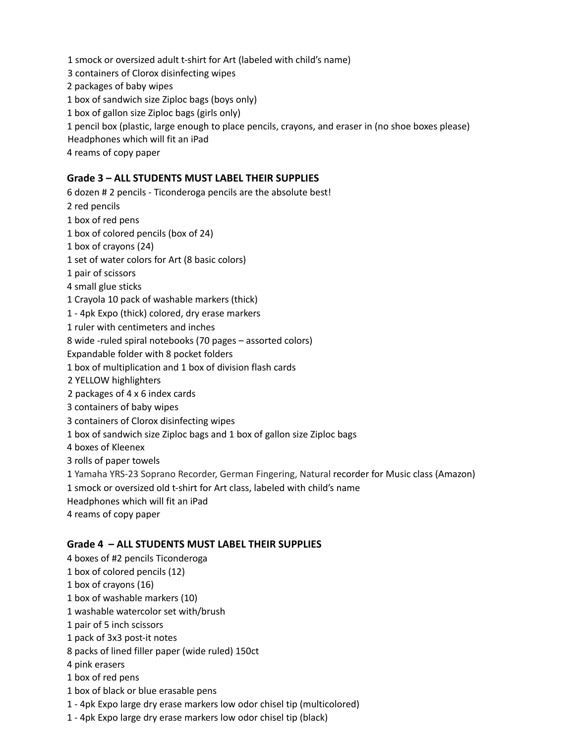1 smock or oversized adult t-shirt for Art (labeled with child's name)
3 containers of Clorox disinfecting wipes
2 packages of baby wipes
1 box of sandwich size Ziploc bags (boys only)
1 box of gallon size Ziploc bags (girls only)
1 pencil box (plastic, large enough to place pencils, crayons, and eraser in (no shoe boxes please)
Headphones which will fit an iPad
4 reams of copy paper

### Grade 3 – ALL STUDENTS MUST LABEL THEIR SUPPLIES

6 dozen # 2 pencils - Ticonderoga pencils are the absolute best!
2 red pencils
1 box of red pens
1 box of colored pencils (box of 24)
1 box of crayons (24)
1 set of water colors for Art (8 basic colors)
1 pair of scissors
4 small glue sticks
1 Crayola 10 pack of washable markers (thick)
1 - 4pk Expo (thick) colored, dry erase markers
1 ruler with centimeters and inches
8 wide -ruled spiral notebooks (70 pages – assorted colors)
Expandable folder with 8 pocket folders
1 box of multiplication and 1 box of division flash cards
2 YELLOW highlighters
2 packages of 4 x 6 index cards
3 containers of baby wipes
3 containers of Clorox disinfecting wipes
1 box of sandwich size Ziploc bags and 1 box of gallon size Ziploc bags
4 boxes of Kleenex
3 rolls of paper towels
1 Yamaha YRS-23 Soprano Recorder, German Fingering, Natural recorder for Music class (Amazon)
1 smock or oversized old t-shirt for Art class, labeled with child's name
Headphones which will fit an iPad
4 reams of copy paper

### Grade 4 – ALL STUDENTS MUST LABEL THEIR SUPPLIES

4 boxes of #2 pencils Ticonderoga
1 box of colored pencils (12)
1 box of crayons (16)
1 box of washable markers (10)
1 washable watercolor set with/brush
1 pair of 5 inch scissors
1 pack of 3x3 post-it notes
8 packs of lined filler paper (wide ruled) 150ct
4 pink erasers
1 box of red pens
1 box of black or blue erasable pens
1 - 4pk Expo large dry erase markers low odor chisel tip (multicolored)
1 - 4pk Expo large dry erase markers low odor chisel tip (black)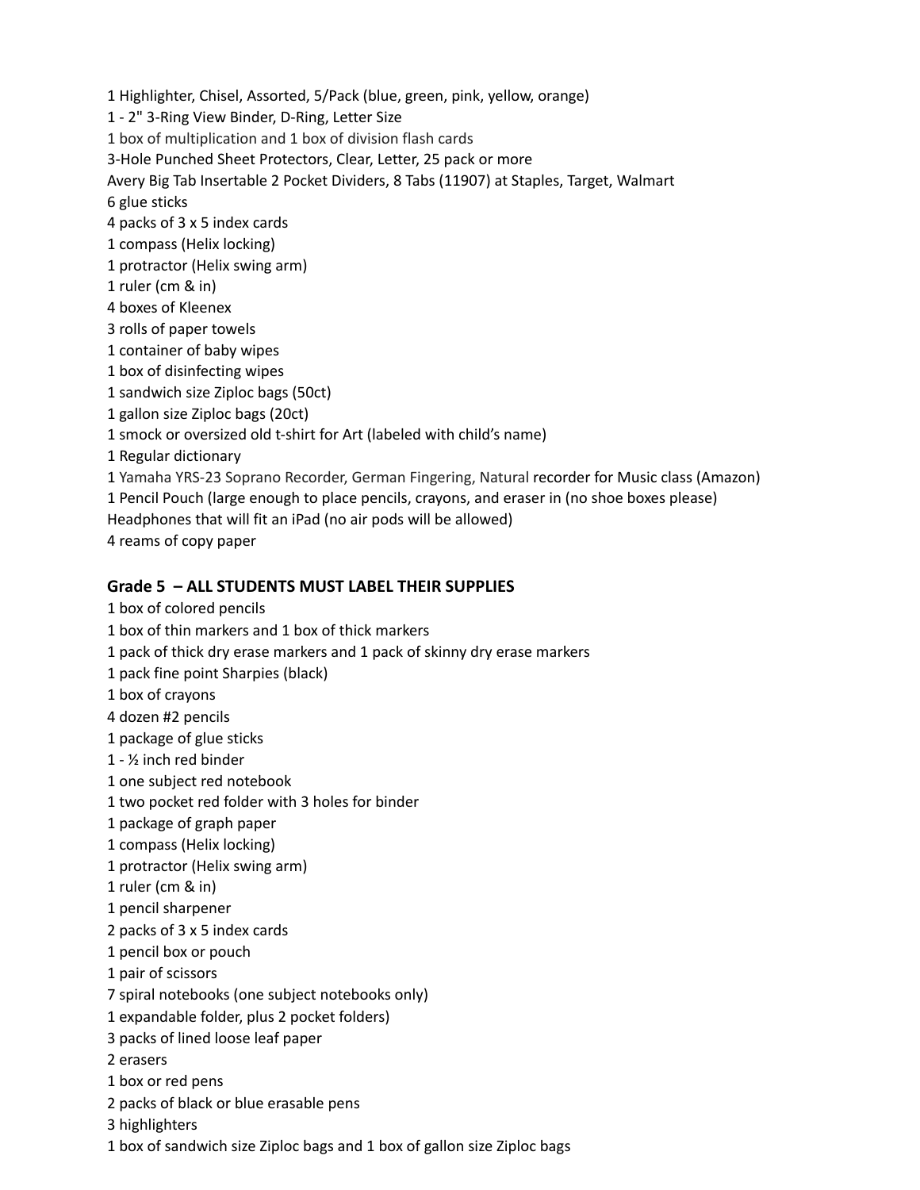1 Highlighter, Chisel, Assorted, 5/Pack (blue, green, pink, yellow, orange)
1 - 2" 3-Ring View Binder, D-Ring, Letter Size
1 box of multiplication and 1 box of division flash cards
3-Hole Punched Sheet Protectors, Clear, Letter, 25 pack or more
Avery Big Tab Insertable 2 Pocket Dividers, 8 Tabs (11907) at Staples, Target, Walmart
6 glue sticks
4 packs of 3 x 5 index cards
1 compass (Helix locking)
1 protractor (Helix swing arm)
1 ruler (cm & in)
4 boxes of Kleenex
3 rolls of paper towels
1 container of baby wipes
1 box of disinfecting wipes
1 sandwich size Ziploc bags (50ct)
1 gallon size Ziploc bags (20ct)
1 smock or oversized old t-shirt for Art (labeled with child's name)
1 Regular dictionary
1 Yamaha YRS-23 Soprano Recorder, German Fingering, Natural recorder for Music class (Amazon)
1 Pencil Pouch (large enough to place pencils, crayons, and eraser in (no shoe boxes please)
Headphones that will fit an iPad (no air pods will be allowed)
4 reams of copy paper

**Grade 5 – ALL STUDENTS MUST LABEL THEIR SUPPLIES**

1 box of colored pencils
1 box of thin markers and 1 box of thick markers
1 pack of thick dry erase markers and 1 pack of skinny dry erase markers
1 pack fine point Sharpies (black)
1 box of crayons
4 dozen #2 pencils
1 package of glue sticks
1 - ½ inch red binder
1 one subject red notebook
1 two pocket red folder with 3 holes for binder
1 package of graph paper
1 compass (Helix locking)
1 protractor (Helix swing arm)
1 ruler (cm & in)
1 pencil sharpener
2 packs of 3 x 5 index cards
1 pencil box or pouch
1 pair of scissors
7 spiral notebooks (one subject notebooks only)
1 expandable folder, plus 2 pocket folders)
3 packs of lined loose leaf paper
2 erasers
1 box or red pens
2 packs of black or blue erasable pens
3 highlighters
1 box of sandwich size Ziploc bags and 1 box of gallon size Ziploc bags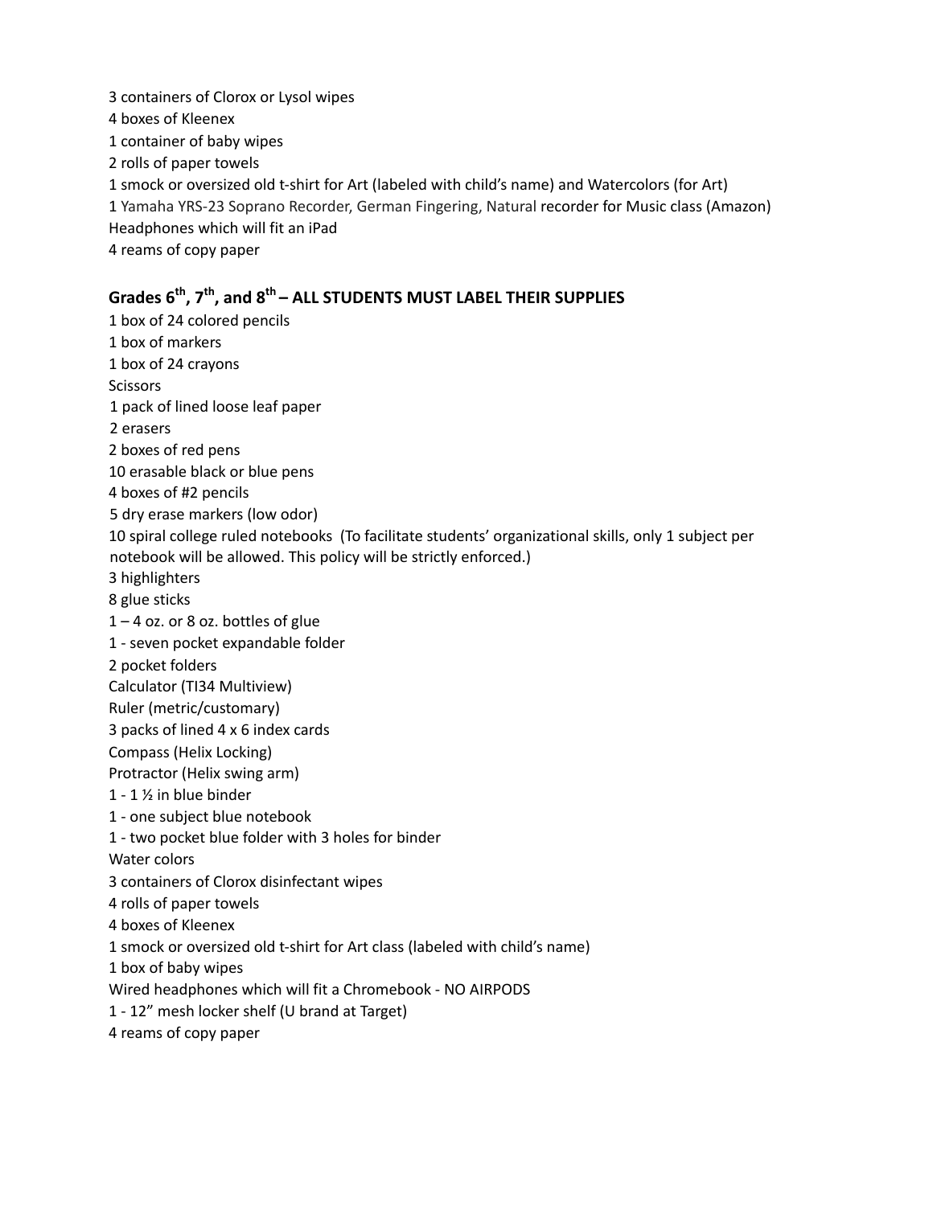3 containers of Clorox or Lysol wipes
4 boxes of Kleenex
1 container of baby wipes
2 rolls of paper towels
1 smock or oversized old t-shirt for Art (labeled with child's name) and Watercolors (for Art)
1 Yamaha YRS-23 Soprano Recorder, German Fingering, Natural recorder for Music class (Amazon)
Headphones which will fit an iPad
4 reams of copy paper

### Grades 6th, 7th, and 8th – ALL STUDENTS MUST LABEL THEIR SUPPLIES

1 box of 24 colored pencils
1 box of markers
1 box of 24 crayons
Scissors
1 pack of lined loose leaf paper
2 erasers
2 boxes of red pens
10 erasable black or blue pens
4 boxes of #2 pencils
5 dry erase markers (low odor)
10 spiral college ruled notebooks (To facilitate students' organizational skills, only 1 subject per notebook will be allowed. This policy will be strictly enforced.)
3 highlighters
8 glue sticks
1 – 4 oz. or 8 oz. bottles of glue
1 - seven pocket expandable folder
2 pocket folders
Calculator (TI34 Multiview)
Ruler (metric/customary)
3 packs of lined 4 x 6 index cards
Compass (Helix Locking)
Protractor (Helix swing arm)
1 - 1 ½ in blue binder
1 - one subject blue notebook
1 - two pocket blue folder with 3 holes for binder
Water colors
3 containers of Clorox disinfectant wipes
4 rolls of paper towels
4 boxes of Kleenex
1 smock or oversized old t-shirt for Art class (labeled with child's name)
1 box of baby wipes
Wired headphones which will fit a Chromebook - NO AIRPODS
1 - 12" mesh locker shelf (U brand at Target)
4 reams of copy paper